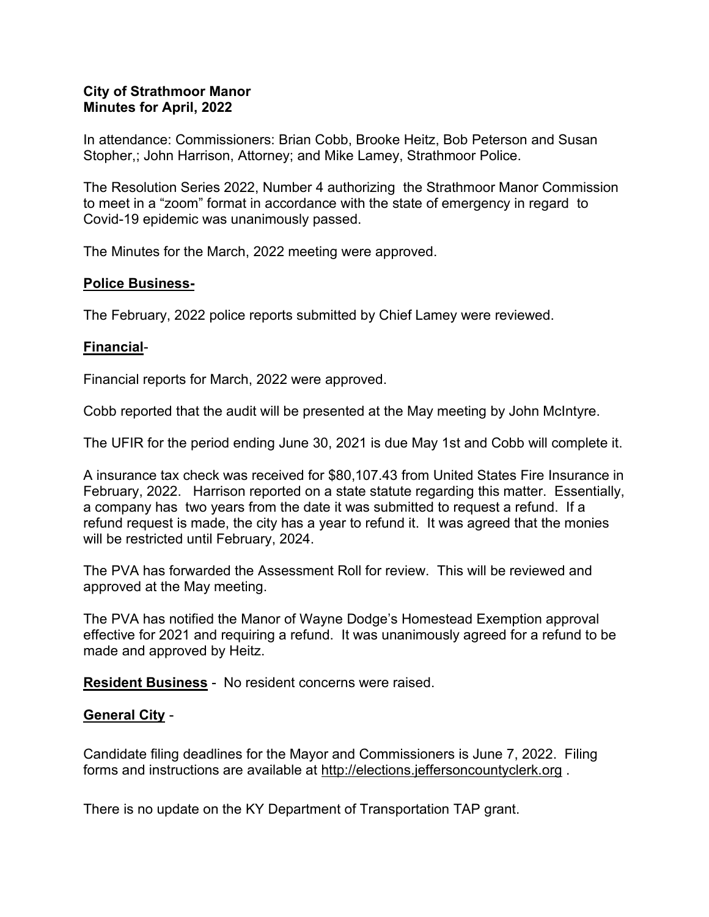**City of Strathmoor Manor**
**Minutes for April, 2022**

In attendance: Commissioners: Brian Cobb, Brooke Heitz, Bob Peterson and Susan Stopher,; John Harrison, Attorney; and Mike Lamey, Strathmoor Police.

The Resolution Series 2022, Number 4 authorizing the Strathmoor Manor Commission to meet in a "zoom" format in accordance with the state of emergency in regard to Covid-19 epidemic was unanimously passed.

The Minutes for the March, 2022 meeting were approved.

**Police Business-**

The February, 2022 police reports submitted by Chief Lamey were reviewed.

**Financial**-

Financial reports for March, 2022 were approved.

Cobb reported that the audit will be presented at the May meeting by John McIntyre.

The UFIR for the period ending June 30, 2021 is due May 1st and Cobb will complete it.

A insurance tax check was received for $80,107.43 from United States Fire Insurance in February, 2022. Harrison reported on a state statute regarding this matter. Essentially, a company has two years from the date it was submitted to request a refund. If a refund request is made, the city has a year to refund it. It was agreed that the monies will be restricted until February, 2024.

The PVA has forwarded the Assessment Roll for review. This will be reviewed and approved at the May meeting.

The PVA has notified the Manor of Wayne Dodge's Homestead Exemption approval effective for 2021 and requiring a refund. It was unanimously agreed for a refund to be made and approved by Heitz.

**Resident Business** - No resident concerns were raised.

**General City** -

Candidate filing deadlines for the Mayor and Commissioners is June 7, 2022. Filing forms and instructions are available at http://elections.jeffersoncountyclerk.org .

There is no update on the KY Department of Transportation TAP grant.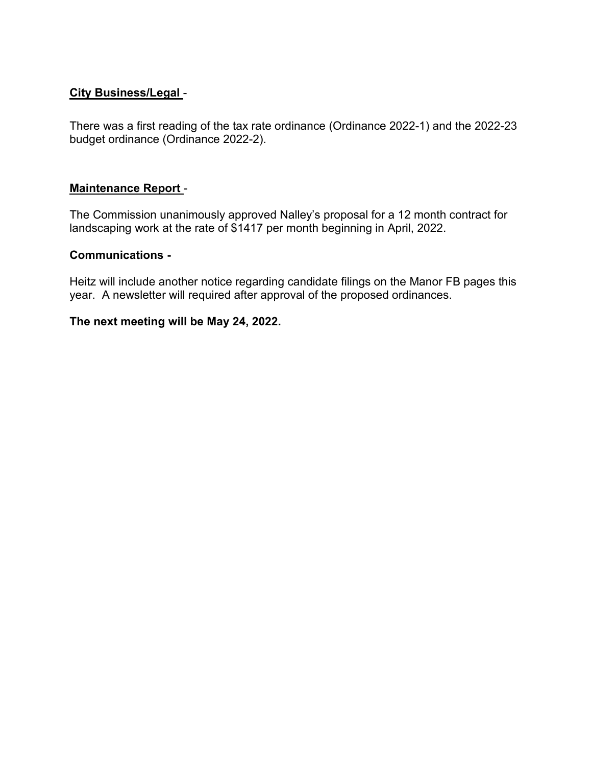**City Business/Legal** -

There was a first reading of the tax rate ordinance (Ordinance 2022-1) and the 2022-23 budget ordinance (Ordinance 2022-2).

**Maintenance Report** -

The Commission unanimously approved Nalley's proposal for a 12 month contract for landscaping work at the rate of $1417 per month beginning in April, 2022.

**Communications -**

Heitz will include another notice regarding candidate filings on the Manor FB pages this year. A newsletter will required after approval of the proposed ordinances.

**The next meeting will be May 24, 2022.**